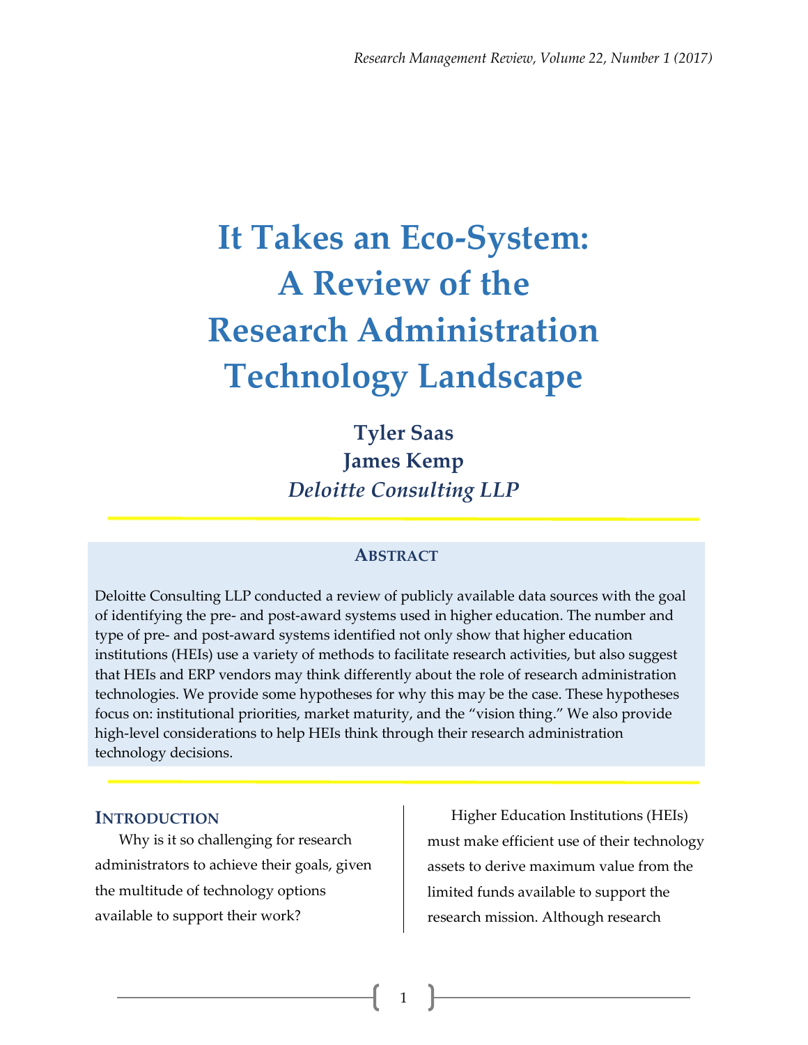# It Takes an Eco-System: A Review of the Research Administration Technology Landscape

**Tyler Saas**
**James Kemp**
***Deloitte Consulting LLP***

## Abstract

Deloitte Consulting LLP conducted a review of publicly available data sources with the goal of identifying the pre- and post-award systems used in higher education. The number and type of pre- and post-award systems identified not only show that higher education institutions (HEIs) use a variety of methods to facilitate research activities, but also suggest that HEIs and ERP vendors may think differently about the role of research administration technologies. We provide some hypotheses for why this may be the case. These hypotheses focus on: institutional priorities, market maturity, and the "vision thing." We also provide high-level considerations to help HEIs think through their research administration technology decisions.

## Introduction

Why is it so challenging for research administrators to achieve their goals, given the multitude of technology options available to support their work?

Higher Education Institutions (HEIs) must make efficient use of their technology assets to derive maximum value from the limited funds available to support the research mission. Although research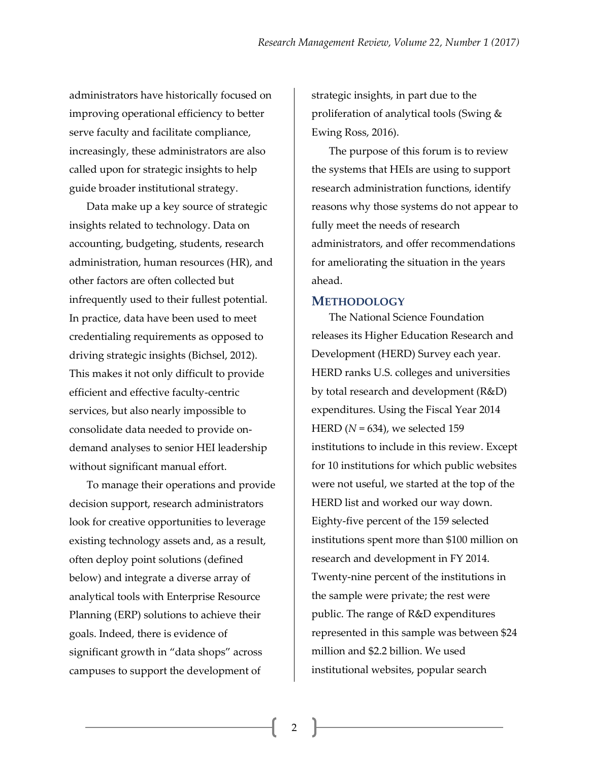administrators have historically focused on improving operational efficiency to better serve faculty and facilitate compliance, increasingly, these administrators are also called upon for strategic insights to help guide broader institutional strategy.

Data make up a key source of strategic insights related to technology. Data on accounting, budgeting, students, research administration, human resources (HR), and other factors are often collected but infrequently used to their fullest potential. In practice, data have been used to meet credentialing requirements as opposed to driving strategic insights (Bichsel, 2012). This makes it not only difficult to provide efficient and effective faculty-centric services, but also nearly impossible to consolidate data needed to provide on-demand analyses to senior HEI leadership without significant manual effort.

To manage their operations and provide decision support, research administrators look for creative opportunities to leverage existing technology assets and, as a result, often deploy point solutions (defined below) and integrate a diverse array of analytical tools with Enterprise Resource Planning (ERP) solutions to achieve their goals. Indeed, there is evidence of significant growth in "data shops" across campuses to support the development of strategic insights, in part due to the proliferation of analytical tools (Swing & Ewing Ross, 2016).

The purpose of this forum is to review the systems that HEIs are using to support research administration functions, identify reasons why those systems do not appear to fully meet the needs of research administrators, and offer recommendations for ameliorating the situation in the years ahead.

## METHODOLOGY

The National Science Foundation releases its Higher Education Research and Development (HERD) Survey each year. HERD ranks U.S. colleges and universities by total research and development (R&D) expenditures. Using the Fiscal Year 2014 HERD ($N$ = 634), we selected 159 institutions to include in this review. Except for 10 institutions for which public websites were not useful, we started at the top of the HERD list and worked our way down. Eighty-five percent of the 159 selected institutions spent more than $100 million on research and development in FY 2014. Twenty-nine percent of the institutions in the sample were private; the rest were public. The range of R&D expenditures represented in this sample was between $24 million and $2.2 billion. We used institutional websites, popular search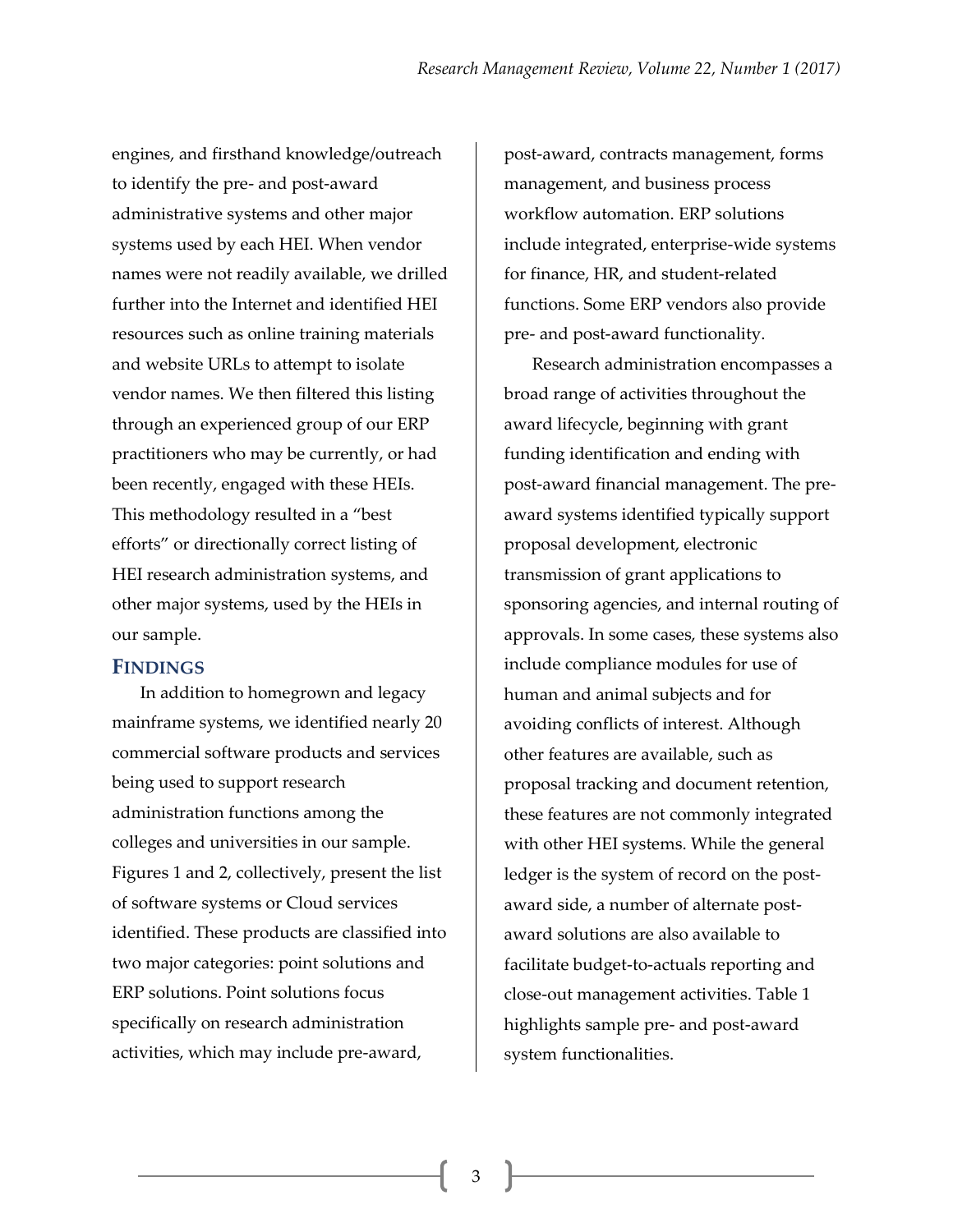engines, and firsthand knowledge/outreach to identify the pre- and post-award administrative systems and other major systems used by each HEI. When vendor names were not readily available, we drilled further into the Internet and identified HEI resources such as online training materials and website URLs to attempt to isolate vendor names. We then filtered this listing through an experienced group of our ERP practitioners who may be currently, or had been recently, engaged with these HEIs. This methodology resulted in a "best efforts" or directionally correct listing of HEI research administration systems, and other major systems, used by the HEIs in our sample.

## FINDINGS

In addition to homegrown and legacy mainframe systems, we identified nearly 20 commercial software products and services being used to support research administration functions among the colleges and universities in our sample. Figures 1 and 2, collectively, present the list of software systems or Cloud services identified. These products are classified into two major categories: point solutions and ERP solutions. Point solutions focus specifically on research administration activities, which may include pre-award, post-award, contracts management, forms management, and business process workflow automation. ERP solutions include integrated, enterprise-wide systems for finance, HR, and student-related functions. Some ERP vendors also provide pre- and post-award functionality.

Research administration encompasses a broad range of activities throughout the award lifecycle, beginning with grant funding identification and ending with post-award financial management. The pre-award systems identified typically support proposal development, electronic transmission of grant applications to sponsoring agencies, and internal routing of approvals. In some cases, these systems also include compliance modules for use of human and animal subjects and for avoiding conflicts of interest. Although other features are available, such as proposal tracking and document retention, these features are not commonly integrated with other HEI systems. While the general ledger is the system of record on the post-award side, a number of alternate post-award solutions are also available to facilitate budget-to-actuals reporting and close-out management activities. Table 1 highlights sample pre- and post-award system functionalities.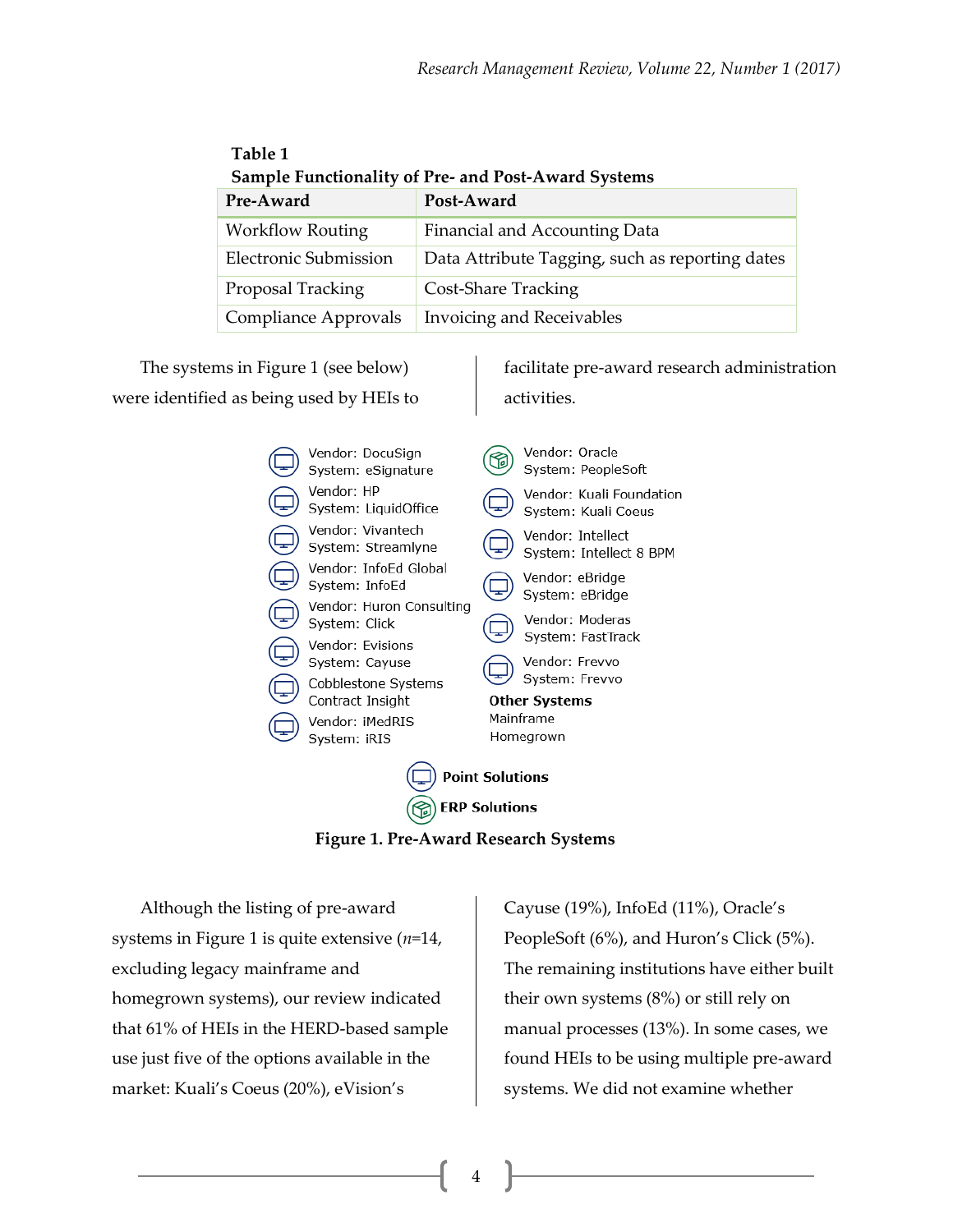**Table 1**
**Sample Functionality of Pre- and Post-Award Systems**

| Pre-Award | Post-Award |
|---|---|
| Workflow Routing | Financial and Accounting Data |
| Electronic Submission | Data Attribute Tagging, such as reporting dates |
| Proposal Tracking | Cost-Share Tracking |
| Compliance Approvals | Invoicing and Receivables |

The systems in Figure 1 (see below) were identified as being used by HEIs to facilitate pre-award research administration activities.

Vendor: DocuSign
System: eSignature

Vendor: HP
System: LiquidOffice

Vendor: Vivantech
System: Streamlyne

Vendor: InfoEd Global
System: InfoEd

Vendor: Huron Consulting
System: Click

Vendor: Evisions
System: Cayuse

Cobblestone Systems
Contract Insight

Vendor: iMedRIS
System: iRIS

Vendor: Oracle
System: PeopleSoft

Vendor: Kuali Foundation
System: Kuali Coeus

Vendor: Intellect
System: Intellect 8 BPM

Vendor: eBridge
System: eBridge

Vendor: Moderas
System: FastTrack

Vendor: Frevvo
System: Frevvo

**Other Systems**
Mainframe
Homegrown

**Point Solutions**
**ERP Solutions**

**Figure 1. Pre-Award Research Systems**

Although the listing of pre-award systems in Figure 1 is quite extensive (*n*=14, excluding legacy mainframe and homegrown systems), our review indicated that 61% of HEIs in the HERD-based sample use just five of the options available in the market: Kuali's Coeus (20%), eVision's Cayuse (19%), InfoEd (11%), Oracle's PeopleSoft (6%), and Huron's Click (5%). The remaining institutions have either built their own systems (8%) or still rely on manual processes (13%). In some cases, we found HEIs to be using multiple pre-award systems. We did not examine whether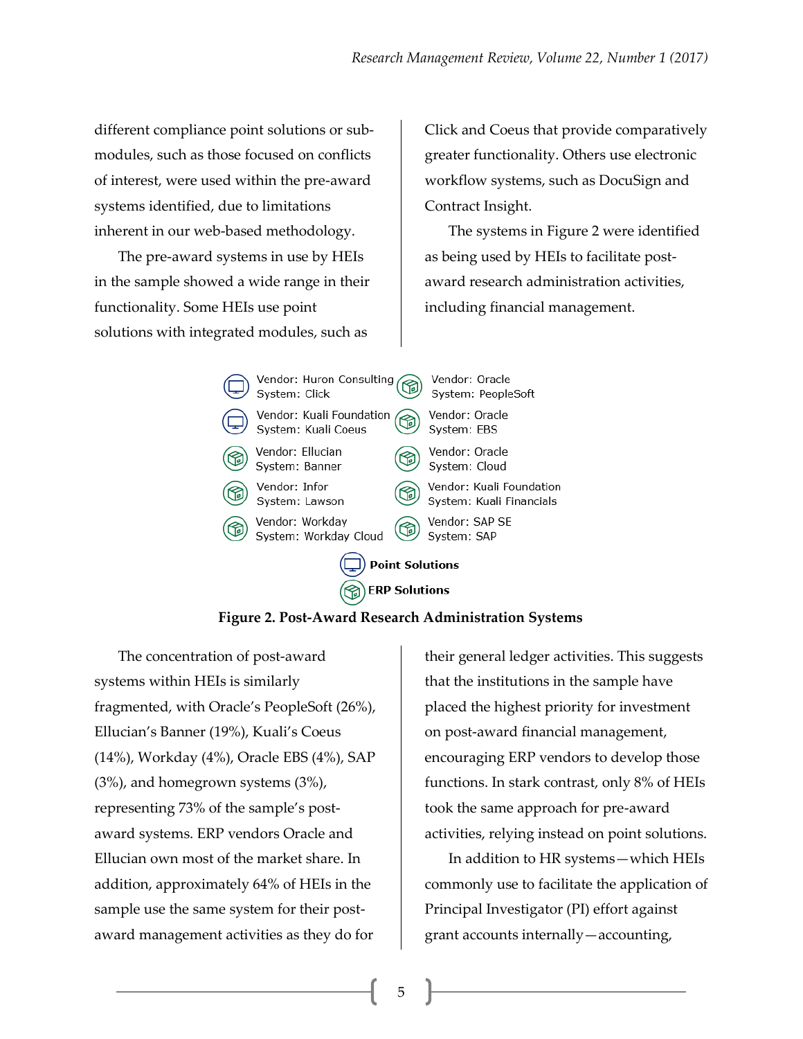different compliance point solutions or sub-modules, such as those focused on conflicts of interest, were used within the pre-award systems identified, due to limitations inherent in our web-based methodology.

The pre-award systems in use by HEIs in the sample showed a wide range in their functionality. Some HEIs use point solutions with integrated modules, such as Click and Coeus that provide comparatively greater functionality. Others use electronic workflow systems, such as DocuSign and Contract Insight.

The systems in Figure 2 were identified as being used by HEIs to facilitate post-award research administration activities, including financial management.

| Vendor | System | Type |
|---|---|---|
| Huron Consulting | Click | Point Solutions |
| Kuali Foundation | Kuali Coeus | Point Solutions |
| Ellucian | Banner | ERP Solutions |
| Infor | Lawson | ERP Solutions |
| Workday | Workday Cloud | ERP Solutions |
| Oracle | PeopleSoft | ERP Solutions |
| Oracle | EBS | ERP Solutions |
| Oracle | Cloud | ERP Solutions |
| Kuali Foundation | Kuali Financials | ERP Solutions |
| SAP SE | SAP | ERP Solutions |

**Figure 2. Post-Award Research Administration Systems**

The concentration of post-award systems within HEIs is similarly fragmented, with Oracle's PeopleSoft (26%), Ellucian's Banner (19%), Kuali's Coeus (14%), Workday (4%), Oracle EBS (4%), SAP (3%), and homegrown systems (3%), representing 73% of the sample's post-award systems. ERP vendors Oracle and Ellucian own most of the market share. In addition, approximately 64% of HEIs in the sample use the same system for their post-award management activities as they do for their general ledger activities. This suggests that the institutions in the sample have placed the highest priority for investment on post-award financial management, encouraging ERP vendors to develop those functions. In stark contrast, only 8% of HEIs took the same approach for pre-award activities, relying instead on point solutions.

In addition to HR systems—which HEIs commonly use to facilitate the application of Principal Investigator (PI) effort against grant accounts internally—accounting,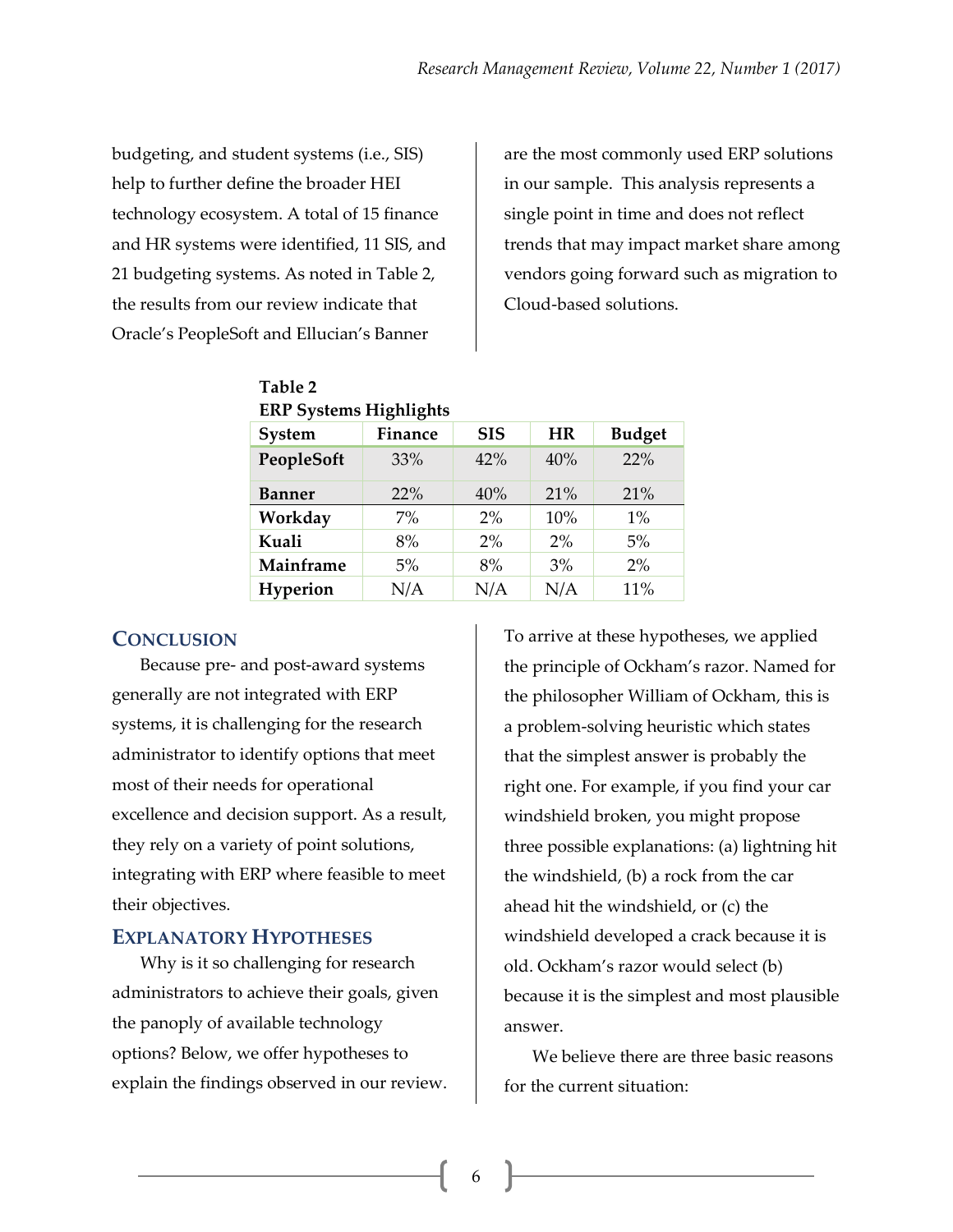budgeting, and student systems (i.e., SIS) help to further define the broader HEI technology ecosystem. A total of 15 finance and HR systems were identified, 11 SIS, and 21 budgeting systems. As noted in Table 2, the results from our review indicate that Oracle's PeopleSoft and Ellucian's Banner are the most commonly used ERP solutions in our sample. This analysis represents a single point in time and does not reflect trends that may impact market share among vendors going forward such as migration to Cloud-based solutions.

**Table 2**
**ERP Systems Highlights**

| System | Finance | SIS | HR | Budget |
|---|---|---|---|---|
| **PeopleSoft** | 33% | 42% | 40% | 22% |
| **Banner** | 22% | 40% | 21% | 21% |
| **Workday** | 7% | 2% | 10% | 1% |
| **Kuali** | 8% | 2% | 2% | 5% |
| **Mainframe** | 5% | 8% | 3% | 2% |
| **Hyperion** | N/A | N/A | N/A | 11% |

## Conclusion

Because pre- and post-award systems generally are not integrated with ERP systems, it is challenging for the research administrator to identify options that meet most of their needs for operational excellence and decision support. As a result, they rely on a variety of point solutions, integrating with ERP where feasible to meet their objectives.

## Explanatory Hypotheses

Why is it so challenging for research administrators to achieve their goals, given the panoply of available technology options? Below, we offer hypotheses to explain the findings observed in our review. To arrive at these hypotheses, we applied the principle of Ockham's razor. Named for the philosopher William of Ockham, this is a problem-solving heuristic which states that the simplest answer is probably the right one. For example, if you find your car windshield broken, you might propose three possible explanations: (a) lightning hit the windshield, (b) a rock from the car ahead hit the windshield, or (c) the windshield developed a crack because it is old. Ockham's razor would select (b) because it is the simplest and most plausible answer.

We believe there are three basic reasons for the current situation: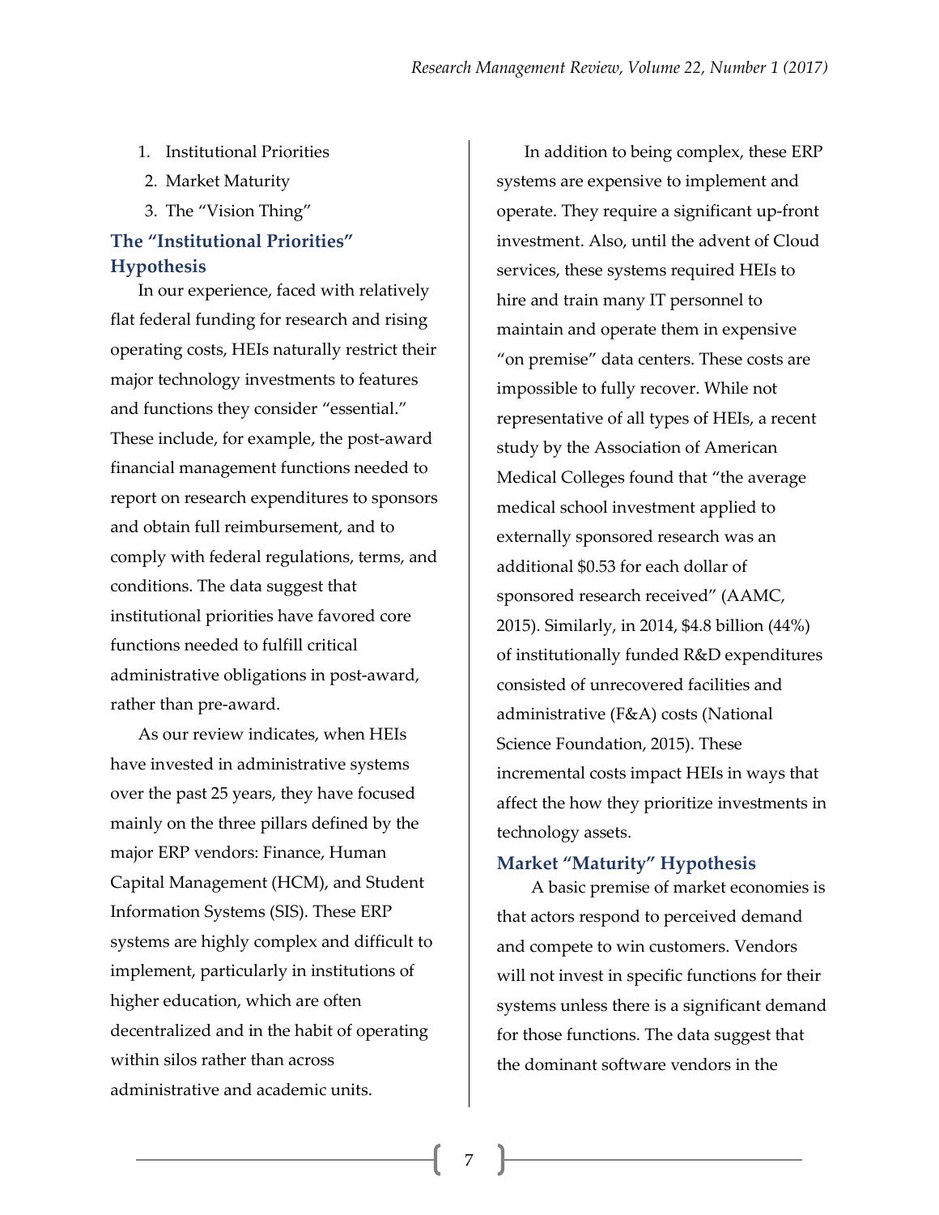1. Institutional Priorities
2. Market Maturity
3. The "Vision Thing"

## The "Institutional Priorities" Hypothesis

In our experience, faced with relatively flat federal funding for research and rising operating costs, HEIs naturally restrict their major technology investments to features and functions they consider "essential." These include, for example, the post-award financial management functions needed to report on research expenditures to sponsors and obtain full reimbursement, and to comply with federal regulations, terms, and conditions. The data suggest that institutional priorities have favored core functions needed to fulfill critical administrative obligations in post-award, rather than pre-award.

As our review indicates, when HEIs have invested in administrative systems over the past 25 years, they have focused mainly on the three pillars defined by the major ERP vendors: Finance, Human Capital Management (HCM), and Student Information Systems (SIS). These ERP systems are highly complex and difficult to implement, particularly in institutions of higher education, which are often decentralized and in the habit of operating within silos rather than across administrative and academic units.

In addition to being complex, these ERP systems are expensive to implement and operate. They require a significant up-front investment. Also, until the advent of Cloud services, these systems required HEIs to hire and train many IT personnel to maintain and operate them in expensive "on premise" data centers. These costs are impossible to fully recover. While not representative of all types of HEIs, a recent study by the Association of American Medical Colleges found that "the average medical school investment applied to externally sponsored research was an additional $0.53 for each dollar of sponsored research received" (AAMC, 2015). Similarly, in 2014, $4.8 billion (44%) of institutionally funded R&D expenditures consisted of unrecovered facilities and administrative (F&A) costs (National Science Foundation, 2015). These incremental costs impact HEIs in ways that affect the how they prioritize investments in technology assets.

## Market "Maturity" Hypothesis

A basic premise of market economies is that actors respond to perceived demand and compete to win customers. Vendors will not invest in specific functions for their systems unless there is a significant demand for those functions. The data suggest that the dominant software vendors in the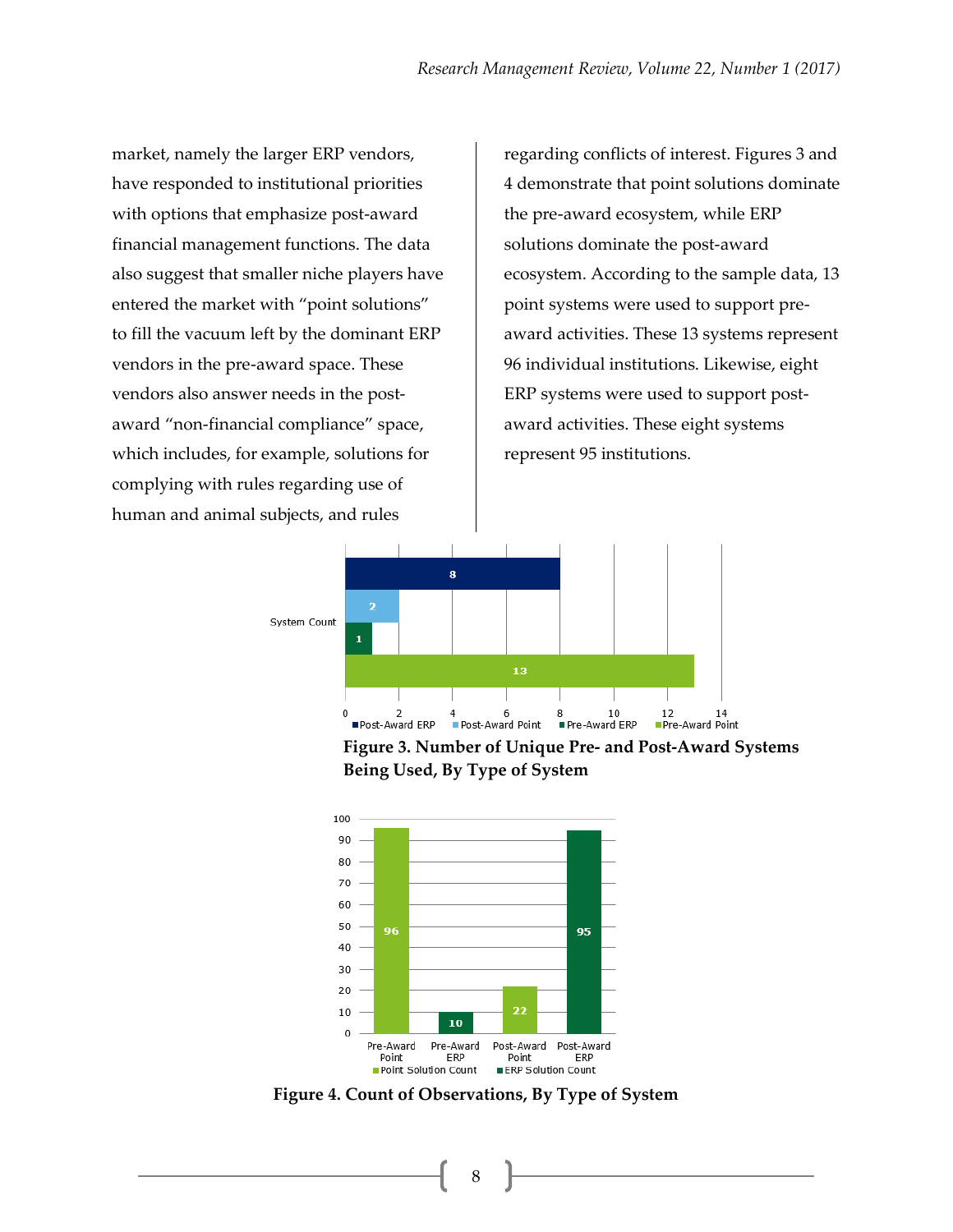market, namely the larger ERP vendors, have responded to institutional priorities with options that emphasize post-award financial management functions. The data also suggest that smaller niche players have entered the market with "point solutions" to fill the vacuum left by the dominant ERP vendors in the pre-award space. These vendors also answer needs in the post-award "non-financial compliance" space, which includes, for example, solutions for complying with rules regarding use of human and animal subjects, and rules regarding conflicts of interest. Figures 3 and 4 demonstrate that point solutions dominate the pre-award ecosystem, while ERP solutions dominate the post-award ecosystem. According to the sample data, 13 point systems were used to support pre-award activities. These 13 systems represent 96 individual institutions. Likewise, eight ERP systems were used to support post-award activities. These eight systems represent 95 institutions.

**Figure 3. Number of Unique Pre- and Post-Award Systems Being Used, By Type of System**

**Figure 4. Count of Observations, By Type of System**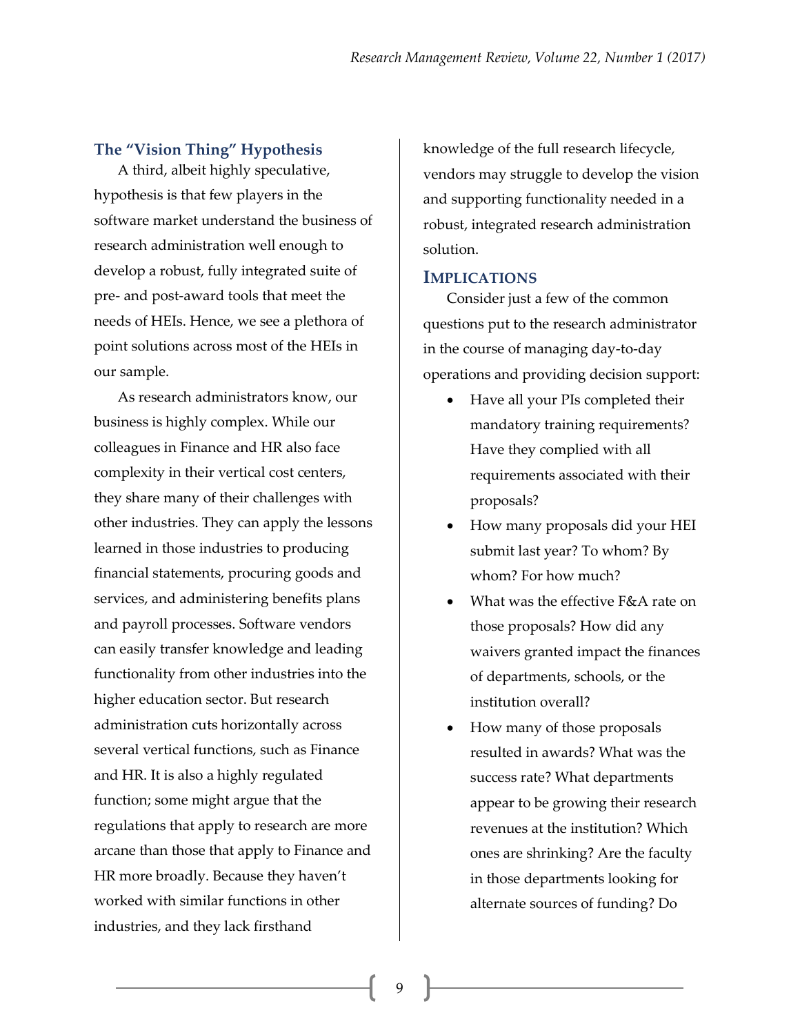### The "Vision Thing" Hypothesis

A third, albeit highly speculative, hypothesis is that few players in the software market understand the business of research administration well enough to develop a robust, fully integrated suite of pre- and post-award tools that meet the needs of HEIs. Hence, we see a plethora of point solutions across most of the HEIs in our sample.

As research administrators know, our business is highly complex. While our colleagues in Finance and HR also face complexity in their vertical cost centers, they share many of their challenges with other industries. They can apply the lessons learned in those industries to producing financial statements, procuring goods and services, and administering benefits plans and payroll processes. Software vendors can easily transfer knowledge and leading functionality from other industries into the higher education sector. But research administration cuts horizontally across several vertical functions, such as Finance and HR. It is also a highly regulated function; some might argue that the regulations that apply to research are more arcane than those that apply to Finance and HR more broadly. Because they haven't worked with similar functions in other industries, and they lack firsthand knowledge of the full research lifecycle, vendors may struggle to develop the vision and supporting functionality needed in a robust, integrated research administration solution.

## Implications

Consider just a few of the common questions put to the research administrator in the course of managing day-to-day operations and providing decision support:

- Have all your PIs completed their mandatory training requirements? Have they complied with all requirements associated with their proposals?
- How many proposals did your HEI submit last year? To whom? By whom? For how much?
- What was the effective F&A rate on those proposals? How did any waivers granted impact the finances of departments, schools, or the institution overall?
- How many of those proposals resulted in awards? What was the success rate? What departments appear to be growing their research revenues at the institution? Which ones are shrinking? Are the faculty in those departments looking for alternate sources of funding? Do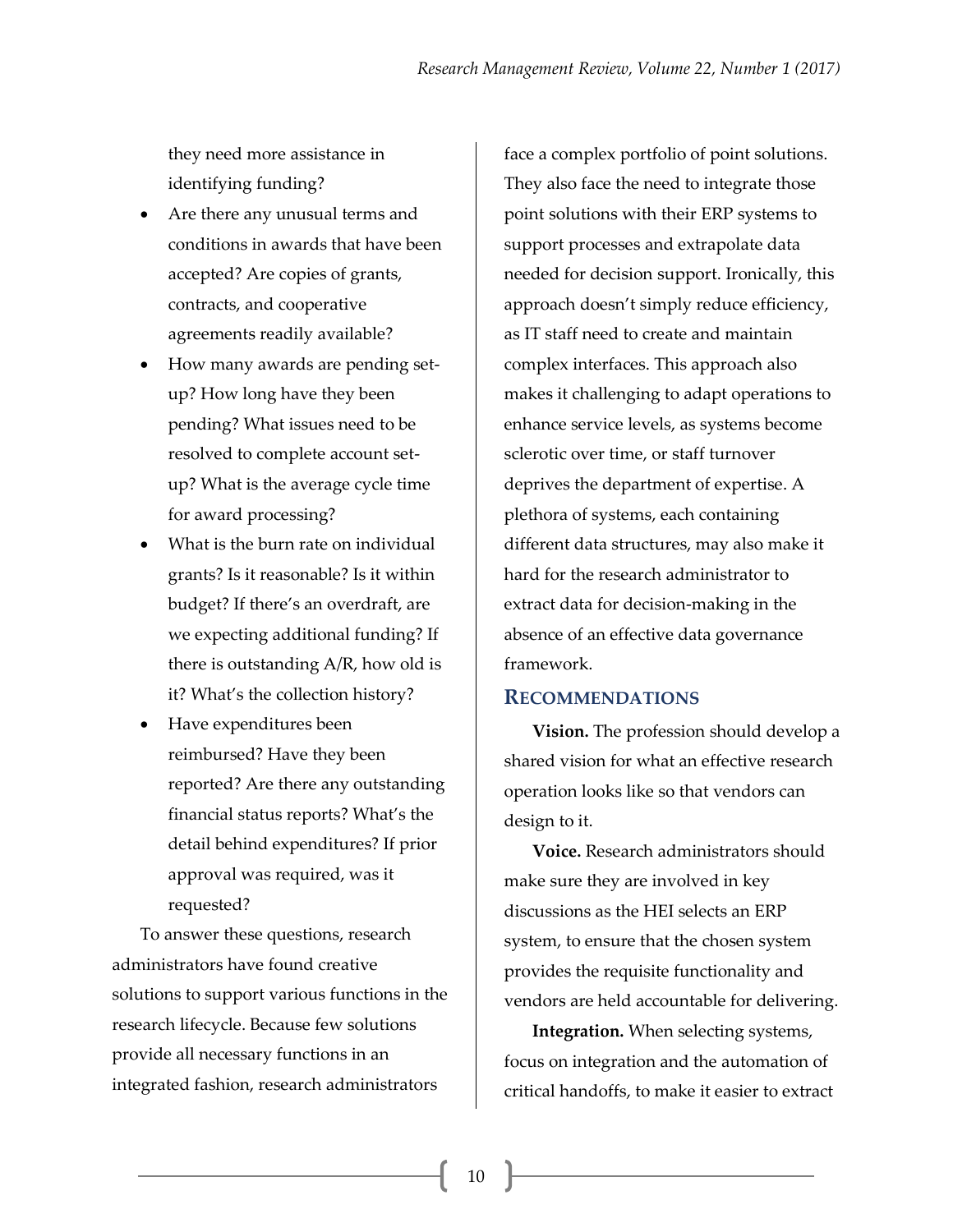they need more assistance in identifying funding?

- Are there any unusual terms and conditions in awards that have been accepted? Are copies of grants, contracts, and cooperative agreements readily available?
- How many awards are pending set-up? How long have they been pending? What issues need to be resolved to complete account set-up? What is the average cycle time for award processing?
- What is the burn rate on individual grants? Is it reasonable? Is it within budget? If there's an overdraft, are we expecting additional funding? If there is outstanding A/R, how old is it? What's the collection history?
- Have expenditures been reimbursed? Have they been reported? Are there any outstanding financial status reports? What's the detail behind expenditures? If prior approval was required, was it requested?

To answer these questions, research administrators have found creative solutions to support various functions in the research lifecycle. Because few solutions provide all necessary functions in an integrated fashion, research administrators face a complex portfolio of point solutions. They also face the need to integrate those point solutions with their ERP systems to support processes and extrapolate data needed for decision support. Ironically, this approach doesn't simply reduce efficiency, as IT staff need to create and maintain complex interfaces. This approach also makes it challenging to adapt operations to enhance service levels, as systems become sclerotic over time, or staff turnover deprives the department of expertise. A plethora of systems, each containing different data structures, may also make it hard for the research administrator to extract data for decision-making in the absence of an effective data governance framework.

## Recommendations

**Vision.** The profession should develop a shared vision for what an effective research operation looks like so that vendors can design to it.

**Voice.** Research administrators should make sure they are involved in key discussions as the HEI selects an ERP system, to ensure that the chosen system provides the requisite functionality and vendors are held accountable for delivering.

**Integration.** When selecting systems, focus on integration and the automation of critical handoffs, to make it easier to extract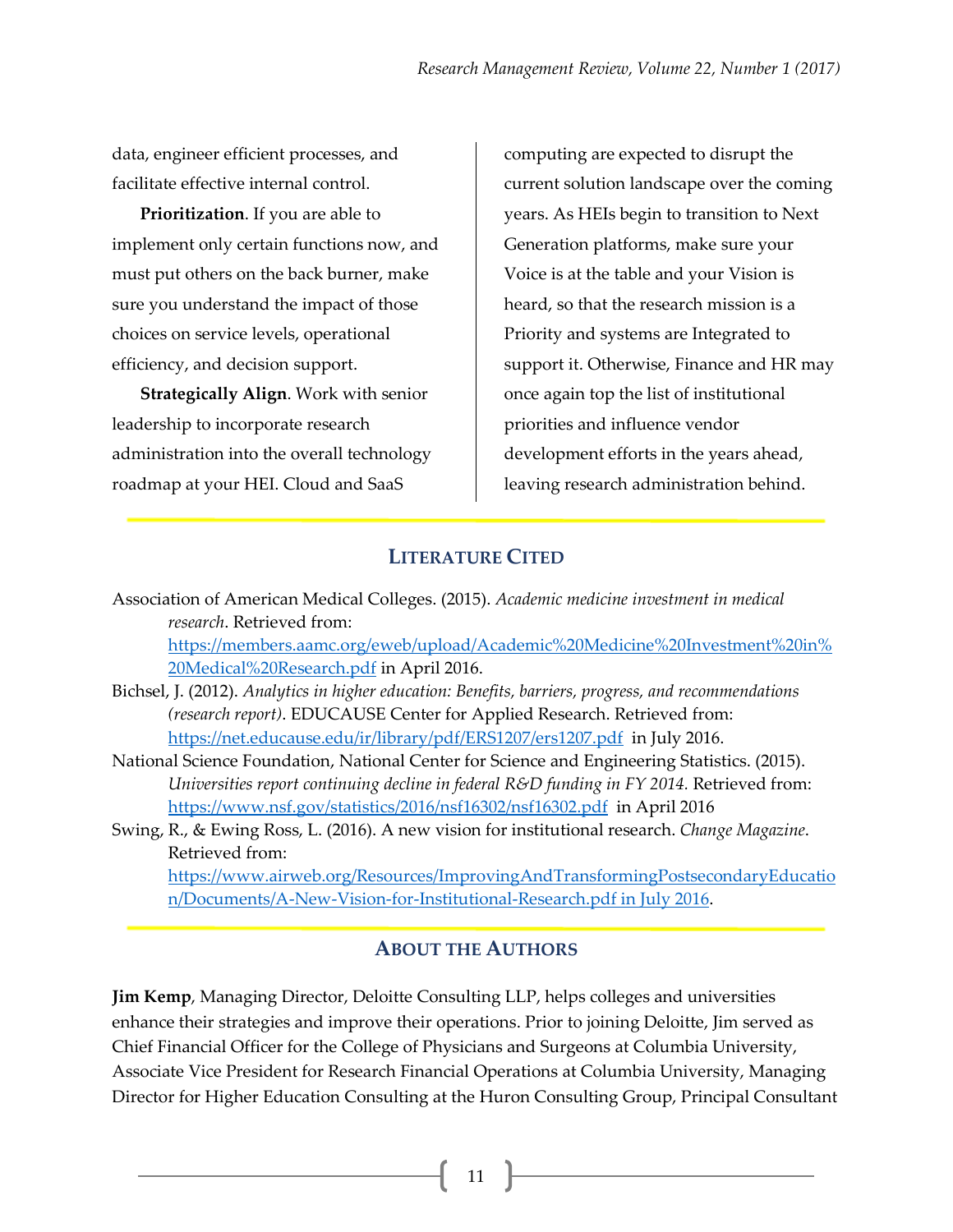data, engineer efficient processes, and facilitate effective internal control.

**Prioritization**. If you are able to implement only certain functions now, and must put others on the back burner, make sure you understand the impact of those choices on service levels, operational efficiency, and decision support.

**Strategically Align**. Work with senior leadership to incorporate research administration into the overall technology roadmap at your HEI. Cloud and SaaS computing are expected to disrupt the current solution landscape over the coming years. As HEIs begin to transition to Next Generation platforms, make sure your Voice is at the table and your Vision is heard, so that the research mission is a Priority and systems are Integrated to support it. Otherwise, Finance and HR may once again top the list of institutional priorities and influence vendor development efforts in the years ahead, leaving research administration behind.

## Literature Cited

Association of American Medical Colleges. (2015). *Academic medicine investment in medical research*. Retrieved from: https://members.aamc.org/eweb/upload/Academic%20Medicine%20Investment%20in%20Medical%20Research.pdf in April 2016.

Bichsel, J. (2012). *Analytics in higher education: Benefits, barriers, progress, and recommendations (research report)*. EDUCAUSE Center for Applied Research. Retrieved from: https://net.educause.edu/ir/library/pdf/ERS1207/ers1207.pdf in July 2016.

National Science Foundation, National Center for Science and Engineering Statistics. (2015). *Universities report continuing decline in federal R&D funding in FY 2014.* Retrieved from: https://www.nsf.gov/statistics/2016/nsf16302/nsf16302.pdf in April 2016

Swing, R., & Ewing Ross, L. (2016). A new vision for institutional research. *Change Magazine*. Retrieved from: https://www.airweb.org/Resources/ImprovingAndTransformingPostsecondaryEducation/Documents/A-New-Vision-for-Institutional-Research.pdf in July 2016.

## About the Authors

**Jim Kemp**, Managing Director, Deloitte Consulting LLP, helps colleges and universities enhance their strategies and improve their operations. Prior to joining Deloitte, Jim served as Chief Financial Officer for the College of Physicians and Surgeons at Columbia University, Associate Vice President for Research Financial Operations at Columbia University, Managing Director for Higher Education Consulting at the Huron Consulting Group, Principal Consultant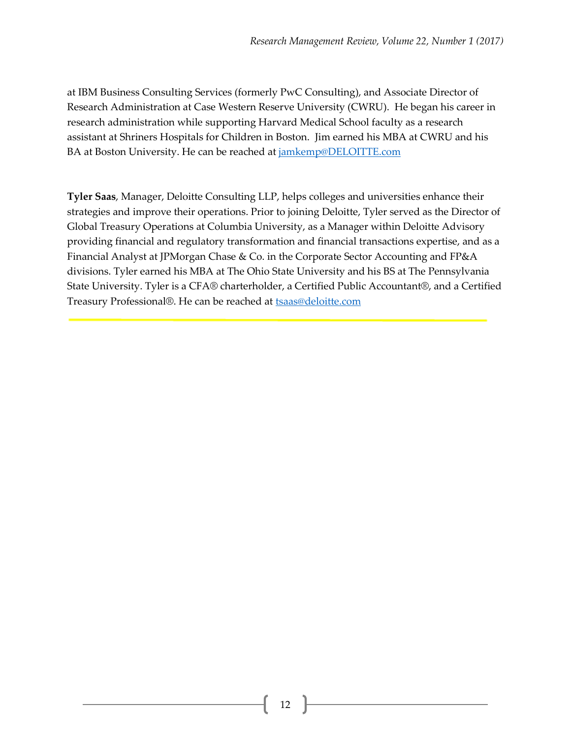at IBM Business Consulting Services (formerly PwC Consulting), and Associate Director of Research Administration at Case Western Reserve University (CWRU). He began his career in research administration while supporting Harvard Medical School faculty as a research assistant at Shriners Hospitals for Children in Boston. Jim earned his MBA at CWRU and his BA at Boston University. He can be reached at jamkemp@DELOITTE.com

**Tyler Saas**, Manager, Deloitte Consulting LLP, helps colleges and universities enhance their strategies and improve their operations. Prior to joining Deloitte, Tyler served as the Director of Global Treasury Operations at Columbia University, as a Manager within Deloitte Advisory providing financial and regulatory transformation and financial transactions expertise, and as a Financial Analyst at JPMorgan Chase & Co. in the Corporate Sector Accounting and FP&A divisions. Tyler earned his MBA at The Ohio State University and his BS at The Pennsylvania State University. Tyler is a CFA® charterholder, a Certified Public Accountant®, and a Certified Treasury Professional®. He can be reached at tsaas@deloitte.com